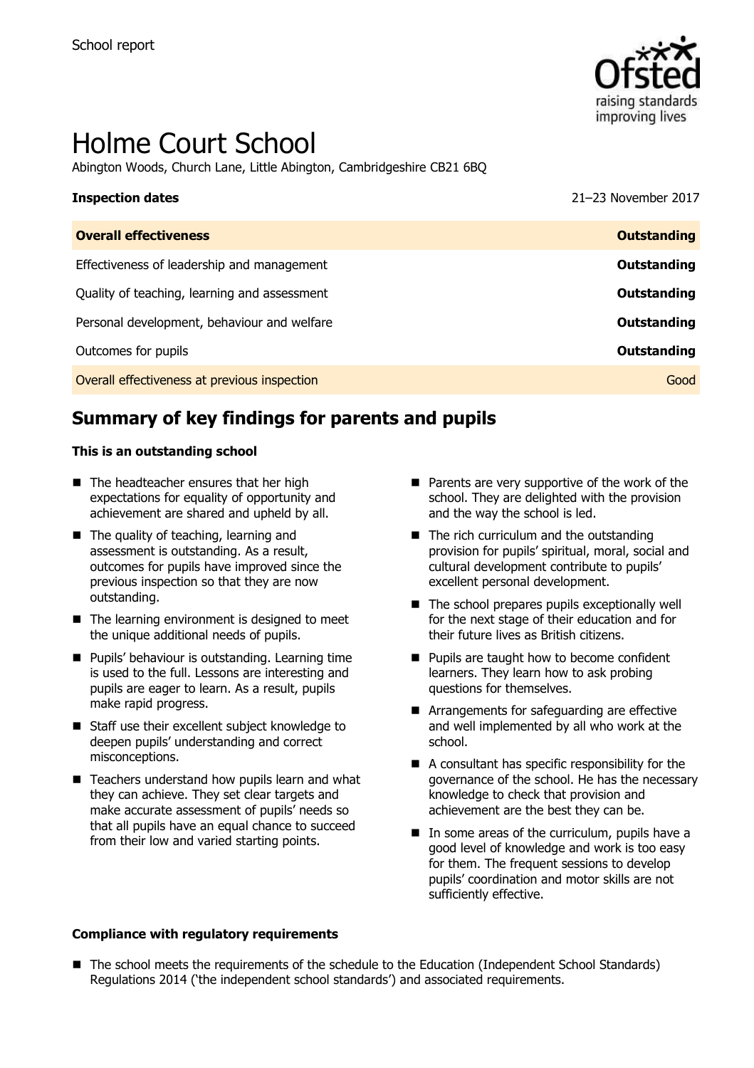School report

# Holme Court School

Abington Woods, Church Lane, Little Abington, Cambridgeshire CB21 6BQ

**Inspection dates** 21–23 November 2017

| | |
|---|---|
| **Overall effectiveness** | **Outstanding** |
| Effectiveness of leadership and management | **Outstanding** |
| Quality of teaching, learning and assessment | **Outstanding** |
| Personal development, behaviour and welfare | **Outstanding** |
| Outcomes for pupils | **Outstanding** |
| Overall effectiveness at previous inspection | Good |

## Summary of key findings for parents and pupils

**This is an outstanding school**

- The headteacher ensures that her high expectations for equality of opportunity and achievement are shared and upheld by all.
- The quality of teaching, learning and assessment is outstanding. As a result, outcomes for pupils have improved since the previous inspection so that they are now outstanding.
- The learning environment is designed to meet the unique additional needs of pupils.
- Pupils' behaviour is outstanding. Learning time is used to the full. Lessons are interesting and pupils are eager to learn. As a result, pupils make rapid progress.
- Staff use their excellent subject knowledge to deepen pupils' understanding and correct misconceptions.
- Teachers understand how pupils learn and what they can achieve. They set clear targets and make accurate assessment of pupils' needs so that all pupils have an equal chance to succeed from their low and varied starting points.
- Parents are very supportive of the work of the school. They are delighted with the provision and the way the school is led.
- The rich curriculum and the outstanding provision for pupils' spiritual, moral, social and cultural development contribute to pupils' excellent personal development.
- The school prepares pupils exceptionally well for the next stage of their education and for their future lives as British citizens.
- Pupils are taught how to become confident learners. They learn how to ask probing questions for themselves.
- Arrangements for safeguarding are effective and well implemented by all who work at the school.
- A consultant has specific responsibility for the governance of the school. He has the necessary knowledge to check that provision and achievement are the best they can be.
- In some areas of the curriculum, pupils have a good level of knowledge and work is too easy for them. The frequent sessions to develop pupils' coordination and motor skills are not sufficiently effective.

**Compliance with regulatory requirements**

- The school meets the requirements of the schedule to the Education (Independent School Standards) Regulations 2014 ('the independent school standards') and associated requirements.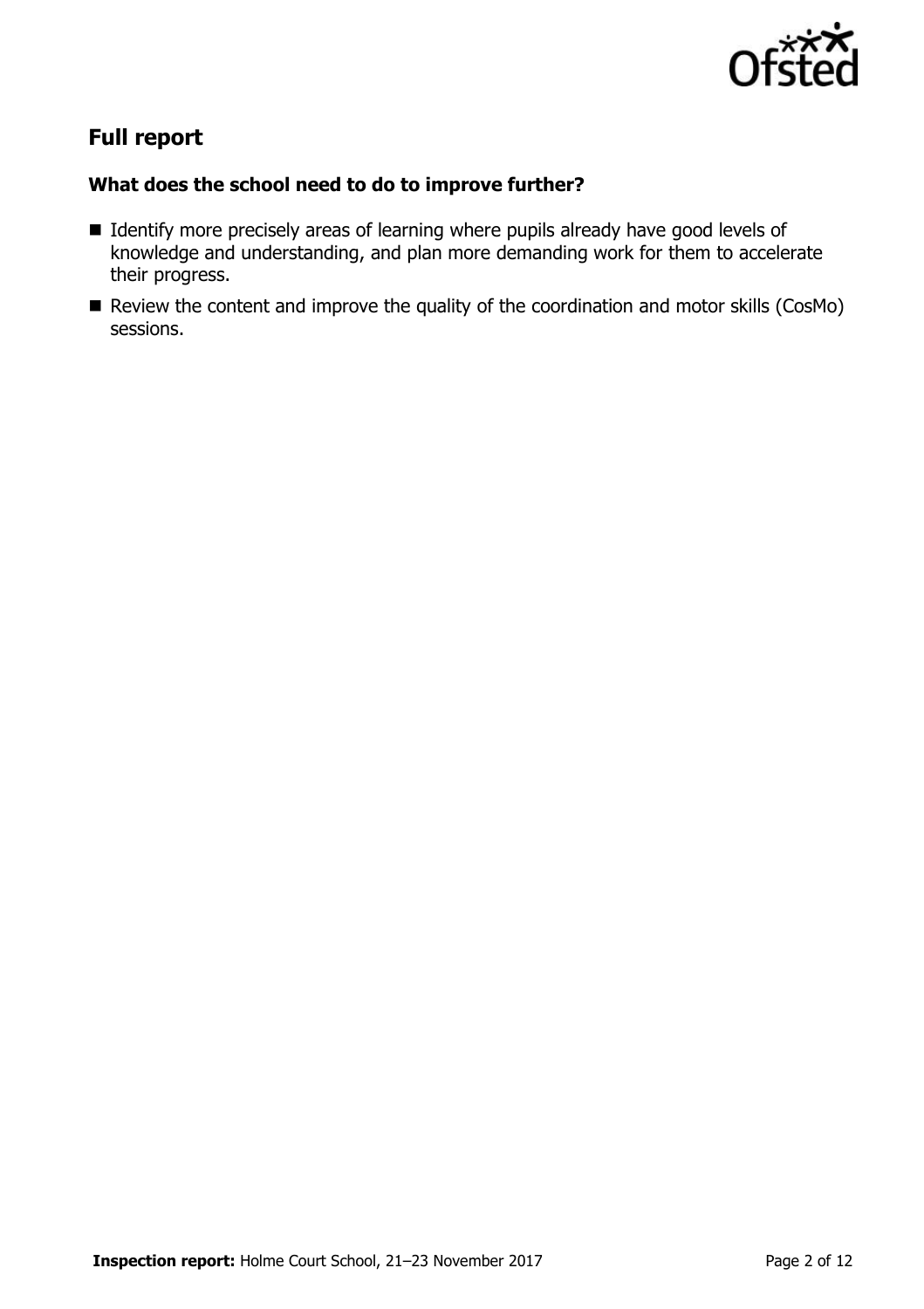## Full report

### What does the school need to do to improve further?

- Identify more precisely areas of learning where pupils already have good levels of knowledge and understanding, and plan more demanding work for them to accelerate their progress.
- Review the content and improve the quality of the coordination and motor skills (CosMo) sessions.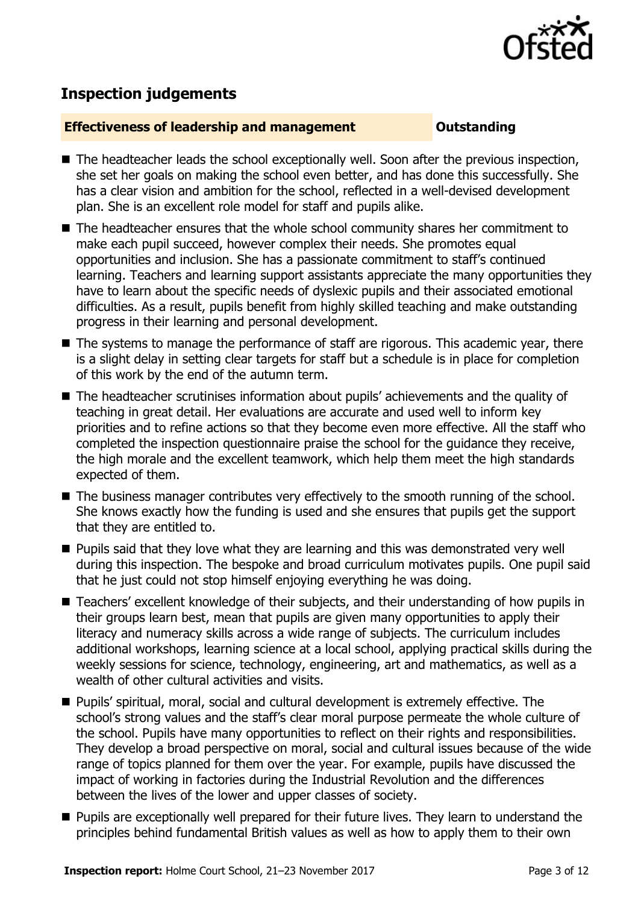## Inspection judgements

**Effectiveness of leadership and management** **Outstanding**

- The headteacher leads the school exceptionally well. Soon after the previous inspection, she set her goals on making the school even better, and has done this successfully. She has a clear vision and ambition for the school, reflected in a well-devised development plan. She is an excellent role model for staff and pupils alike.
- The headteacher ensures that the whole school community shares her commitment to make each pupil succeed, however complex their needs. She promotes equal opportunities and inclusion. She has a passionate commitment to staff's continued learning. Teachers and learning support assistants appreciate the many opportunities they have to learn about the specific needs of dyslexic pupils and their associated emotional difficulties. As a result, pupils benefit from highly skilled teaching and make outstanding progress in their learning and personal development.
- The systems to manage the performance of staff are rigorous. This academic year, there is a slight delay in setting clear targets for staff but a schedule is in place for completion of this work by the end of the autumn term.
- The headteacher scrutinises information about pupils' achievements and the quality of teaching in great detail. Her evaluations are accurate and used well to inform key priorities and to refine actions so that they become even more effective. All the staff who completed the inspection questionnaire praise the school for the guidance they receive, the high morale and the excellent teamwork, which help them meet the high standards expected of them.
- The business manager contributes very effectively to the smooth running of the school. She knows exactly how the funding is used and she ensures that pupils get the support that they are entitled to.
- Pupils said that they love what they are learning and this was demonstrated very well during this inspection. The bespoke and broad curriculum motivates pupils. One pupil said that he just could not stop himself enjoying everything he was doing.
- Teachers' excellent knowledge of their subjects, and their understanding of how pupils in their groups learn best, mean that pupils are given many opportunities to apply their literacy and numeracy skills across a wide range of subjects. The curriculum includes additional workshops, learning science at a local school, applying practical skills during the weekly sessions for science, technology, engineering, art and mathematics, as well as a wealth of other cultural activities and visits.
- Pupils' spiritual, moral, social and cultural development is extremely effective. The school's strong values and the staff's clear moral purpose permeate the whole culture of the school. Pupils have many opportunities to reflect on their rights and responsibilities. They develop a broad perspective on moral, social and cultural issues because of the wide range of topics planned for them over the year. For example, pupils have discussed the impact of working in factories during the Industrial Revolution and the differences between the lives of the lower and upper classes of society.
- Pupils are exceptionally well prepared for their future lives. They learn to understand the principles behind fundamental British values as well as how to apply them to their own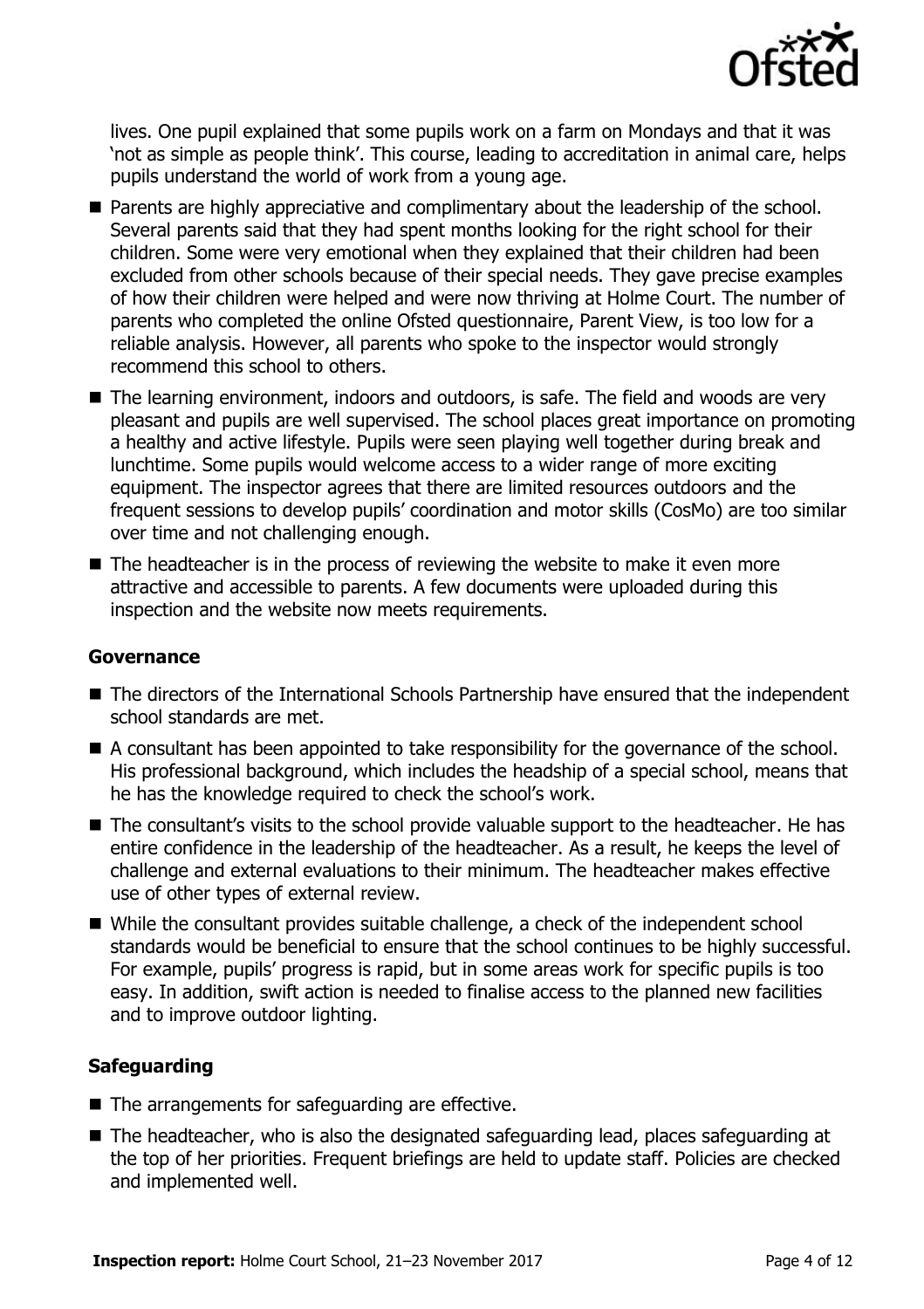lives. One pupil explained that some pupils work on a farm on Mondays and that it was 'not as simple as people think'. This course, leading to accreditation in animal care, helps pupils understand the world of work from a young age.

- Parents are highly appreciative and complimentary about the leadership of the school. Several parents said that they had spent months looking for the right school for their children. Some were very emotional when they explained that their children had been excluded from other schools because of their special needs. They gave precise examples of how their children were helped and were now thriving at Holme Court. The number of parents who completed the online Ofsted questionnaire, Parent View, is too low for a reliable analysis. However, all parents who spoke to the inspector would strongly recommend this school to others.
- The learning environment, indoors and outdoors, is safe. The field and woods are very pleasant and pupils are well supervised. The school places great importance on promoting a healthy and active lifestyle. Pupils were seen playing well together during break and lunchtime. Some pupils would welcome access to a wider range of more exciting equipment. The inspector agrees that there are limited resources outdoors and the frequent sessions to develop pupils' coordination and motor skills (CosMo) are too similar over time and not challenging enough.
- The headteacher is in the process of reviewing the website to make it even more attractive and accessible to parents. A few documents were uploaded during this inspection and the website now meets requirements.

### Governance

- The directors of the International Schools Partnership have ensured that the independent school standards are met.
- A consultant has been appointed to take responsibility for the governance of the school. His professional background, which includes the headship of a special school, means that he has the knowledge required to check the school's work.
- The consultant's visits to the school provide valuable support to the headteacher. He has entire confidence in the leadership of the headteacher. As a result, he keeps the level of challenge and external evaluations to their minimum. The headteacher makes effective use of other types of external review.
- While the consultant provides suitable challenge, a check of the independent school standards would be beneficial to ensure that the school continues to be highly successful. For example, pupils' progress is rapid, but in some areas work for specific pupils is too easy. In addition, swift action is needed to finalise access to the planned new facilities and to improve outdoor lighting.

### Safeguarding

- The arrangements for safeguarding are effective.
- The headteacher, who is also the designated safeguarding lead, places safeguarding at the top of her priorities. Frequent briefings are held to update staff. Policies are checked and implemented well.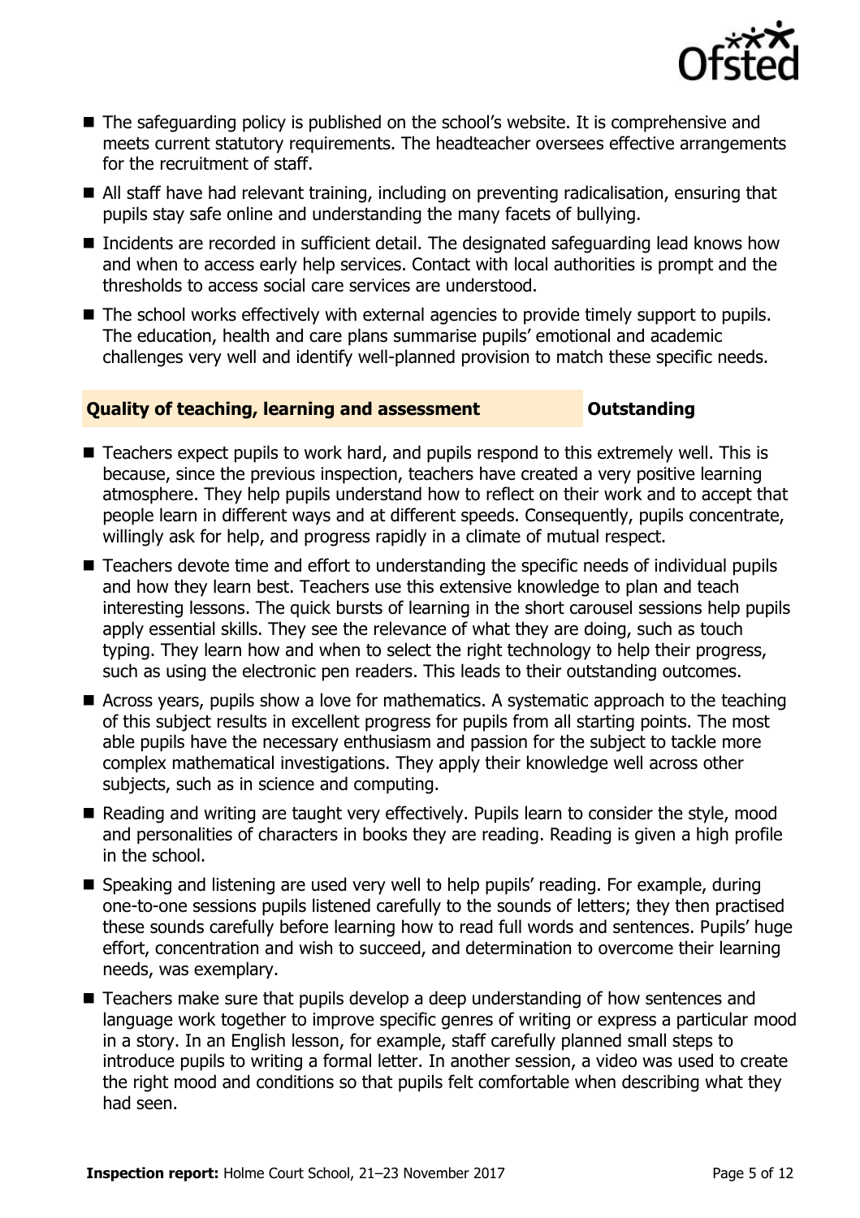- The safeguarding policy is published on the school's website. It is comprehensive and meets current statutory requirements. The headteacher oversees effective arrangements for the recruitment of staff.
- All staff have had relevant training, including on preventing radicalisation, ensuring that pupils stay safe online and understanding the many facets of bullying.
- Incidents are recorded in sufficient detail. The designated safeguarding lead knows how and when to access early help services. Contact with local authorities is prompt and the thresholds to access social care services are understood.
- The school works effectively with external agencies to provide timely support to pupils. The education, health and care plans summarise pupils' emotional and academic challenges very well and identify well-planned provision to match these specific needs.

## Quality of teaching, learning and assessment — Outstanding

- Teachers expect pupils to work hard, and pupils respond to this extremely well. This is because, since the previous inspection, teachers have created a very positive learning atmosphere. They help pupils understand how to reflect on their work and to accept that people learn in different ways and at different speeds. Consequently, pupils concentrate, willingly ask for help, and progress rapidly in a climate of mutual respect.
- Teachers devote time and effort to understanding the specific needs of individual pupils and how they learn best. Teachers use this extensive knowledge to plan and teach interesting lessons. The quick bursts of learning in the short carousel sessions help pupils apply essential skills. They see the relevance of what they are doing, such as touch typing. They learn how and when to select the right technology to help their progress, such as using the electronic pen readers. This leads to their outstanding outcomes.
- Across years, pupils show a love for mathematics. A systematic approach to the teaching of this subject results in excellent progress for pupils from all starting points. The most able pupils have the necessary enthusiasm and passion for the subject to tackle more complex mathematical investigations. They apply their knowledge well across other subjects, such as in science and computing.
- Reading and writing are taught very effectively. Pupils learn to consider the style, mood and personalities of characters in books they are reading. Reading is given a high profile in the school.
- Speaking and listening are used very well to help pupils' reading. For example, during one-to-one sessions pupils listened carefully to the sounds of letters; they then practised these sounds carefully before learning how to read full words and sentences. Pupils' huge effort, concentration and wish to succeed, and determination to overcome their learning needs, was exemplary.
- Teachers make sure that pupils develop a deep understanding of how sentences and language work together to improve specific genres of writing or express a particular mood in a story. In an English lesson, for example, staff carefully planned small steps to introduce pupils to writing a formal letter. In another session, a video was used to create the right mood and conditions so that pupils felt comfortable when describing what they had seen.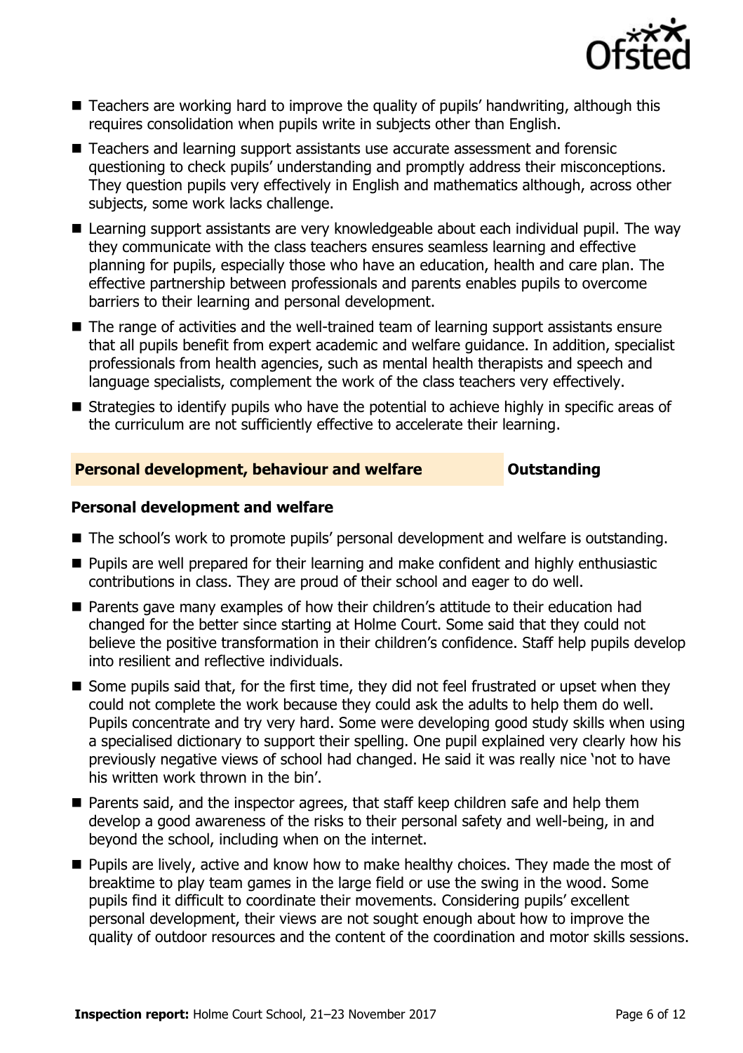- Teachers are working hard to improve the quality of pupils' handwriting, although this requires consolidation when pupils write in subjects other than English.
- Teachers and learning support assistants use accurate assessment and forensic questioning to check pupils' understanding and promptly address their misconceptions. They question pupils very effectively in English and mathematics although, across other subjects, some work lacks challenge.
- Learning support assistants are very knowledgeable about each individual pupil. The way they communicate with the class teachers ensures seamless learning and effective planning for pupils, especially those who have an education, health and care plan. The effective partnership between professionals and parents enables pupils to overcome barriers to their learning and personal development.
- The range of activities and the well-trained team of learning support assistants ensure that all pupils benefit from expert academic and welfare guidance. In addition, specialist professionals from health agencies, such as mental health therapists and speech and language specialists, complement the work of the class teachers very effectively.
- Strategies to identify pupils who have the potential to achieve highly in specific areas of the curriculum are not sufficiently effective to accelerate their learning.

## Personal development, behaviour and welfare — Outstanding

### Personal development and welfare

- The school's work to promote pupils' personal development and welfare is outstanding.
- Pupils are well prepared for their learning and make confident and highly enthusiastic contributions in class. They are proud of their school and eager to do well.
- Parents gave many examples of how their children's attitude to their education had changed for the better since starting at Holme Court. Some said that they could not believe the positive transformation in their children's confidence. Staff help pupils develop into resilient and reflective individuals.
- Some pupils said that, for the first time, they did not feel frustrated or upset when they could not complete the work because they could ask the adults to help them do well. Pupils concentrate and try very hard. Some were developing good study skills when using a specialised dictionary to support their spelling. One pupil explained very clearly how his previously negative views of school had changed. He said it was really nice 'not to have his written work thrown in the bin'.
- Parents said, and the inspector agrees, that staff keep children safe and help them develop a good awareness of the risks to their personal safety and well-being, in and beyond the school, including when on the internet.
- Pupils are lively, active and know how to make healthy choices. They made the most of breaktime to play team games in the large field or use the swing in the wood. Some pupils find it difficult to coordinate their movements. Considering pupils' excellent personal development, their views are not sought enough about how to improve the quality of outdoor resources and the content of the coordination and motor skills sessions.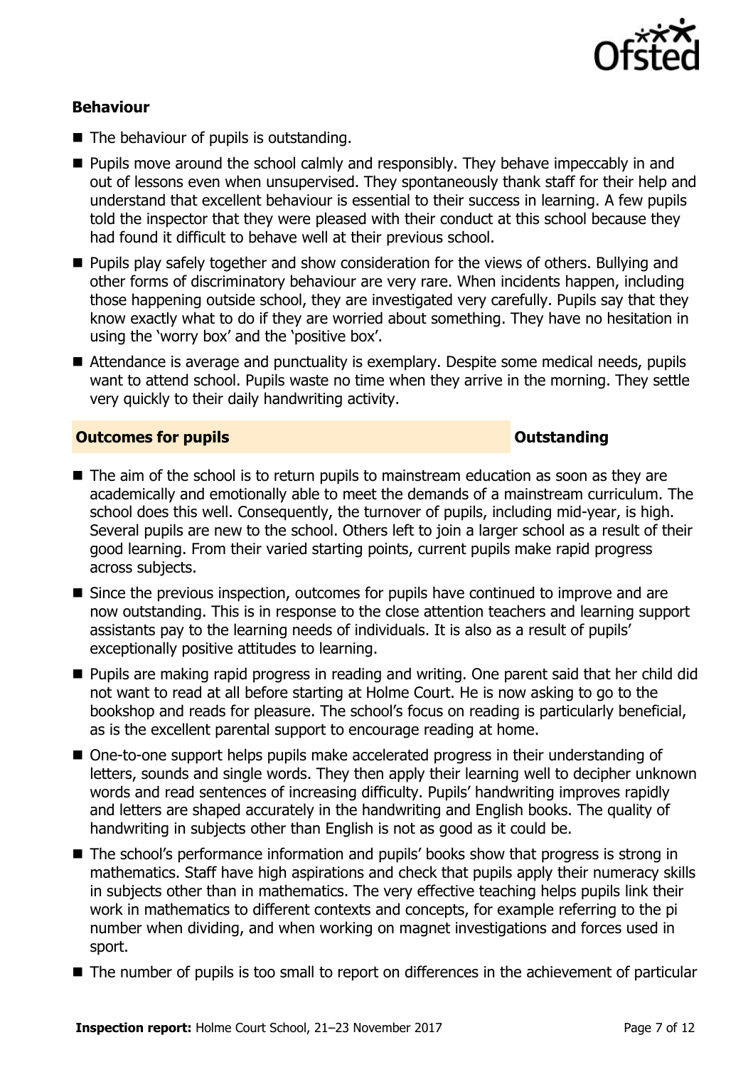### Behaviour

- The behaviour of pupils is outstanding.
- Pupils move around the school calmly and responsibly. They behave impeccably in and out of lessons even when unsupervised. They spontaneously thank staff for their help and understand that excellent behaviour is essential to their success in learning. A few pupils told the inspector that they were pleased with their conduct at this school because they had found it difficult to behave well at their previous school.
- Pupils play safely together and show consideration for the views of others. Bullying and other forms of discriminatory behaviour are very rare. When incidents happen, including those happening outside school, they are investigated very carefully. Pupils say that they know exactly what to do if they are worried about something. They have no hesitation in using the 'worry box' and the 'positive box'.
- Attendance is average and punctuality is exemplary. Despite some medical needs, pupils want to attend school. Pupils waste no time when they arrive in the morning. They settle very quickly to their daily handwriting activity.

### Outcomes for pupils — Outstanding

- The aim of the school is to return pupils to mainstream education as soon as they are academically and emotionally able to meet the demands of a mainstream curriculum. The school does this well. Consequently, the turnover of pupils, including mid-year, is high. Several pupils are new to the school. Others left to join a larger school as a result of their good learning. From their varied starting points, current pupils make rapid progress across subjects.
- Since the previous inspection, outcomes for pupils have continued to improve and are now outstanding. This is in response to the close attention teachers and learning support assistants pay to the learning needs of individuals. It is also as a result of pupils' exceptionally positive attitudes to learning.
- Pupils are making rapid progress in reading and writing. One parent said that her child did not want to read at all before starting at Holme Court. He is now asking to go to the bookshop and reads for pleasure. The school's focus on reading is particularly beneficial, as is the excellent parental support to encourage reading at home.
- One-to-one support helps pupils make accelerated progress in their understanding of letters, sounds and single words. They then apply their learning well to decipher unknown words and read sentences of increasing difficulty. Pupils' handwriting improves rapidly and letters are shaped accurately in the handwriting and English books. The quality of handwriting in subjects other than English is not as good as it could be.
- The school's performance information and pupils' books show that progress is strong in mathematics. Staff have high aspirations and check that pupils apply their numeracy skills in subjects other than in mathematics. The very effective teaching helps pupils link their work in mathematics to different contexts and concepts, for example referring to the pi number when dividing, and when working on magnet investigations and forces used in sport.
- The number of pupils is too small to report on differences in the achievement of particular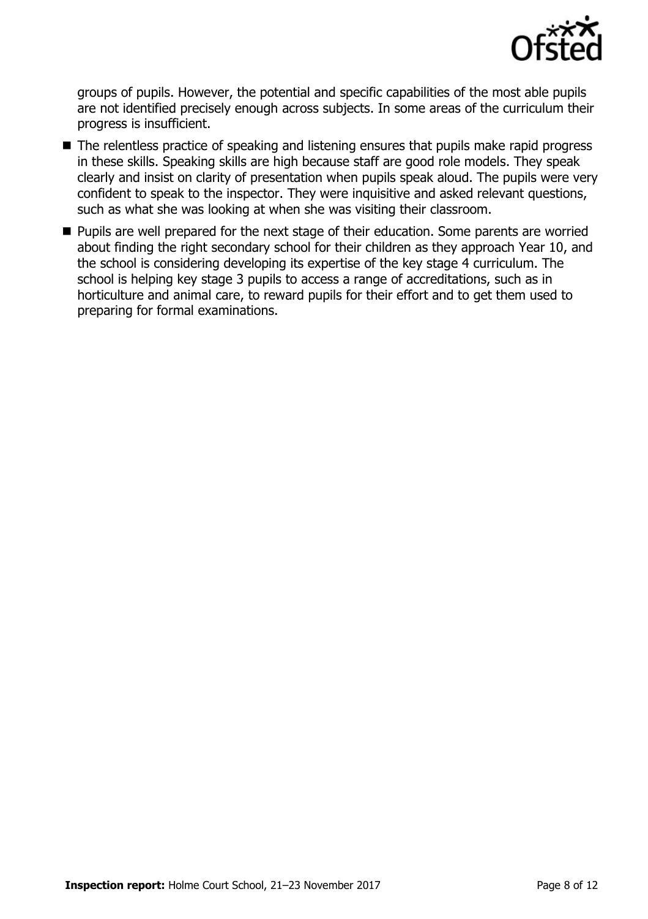groups of pupils. However, the potential and specific capabilities of the most able pupils are not identified precisely enough across subjects. In some areas of the curriculum their progress is insufficient.

- The relentless practice of speaking and listening ensures that pupils make rapid progress in these skills. Speaking skills are high because staff are good role models. They speak clearly and insist on clarity of presentation when pupils speak aloud. The pupils were very confident to speak to the inspector. They were inquisitive and asked relevant questions, such as what she was looking at when she was visiting their classroom.
- Pupils are well prepared for the next stage of their education. Some parents are worried about finding the right secondary school for their children as they approach Year 10, and the school is considering developing its expertise of the key stage 4 curriculum. The school is helping key stage 3 pupils to access a range of accreditations, such as in horticulture and animal care, to reward pupils for their effort and to get them used to preparing for formal examinations.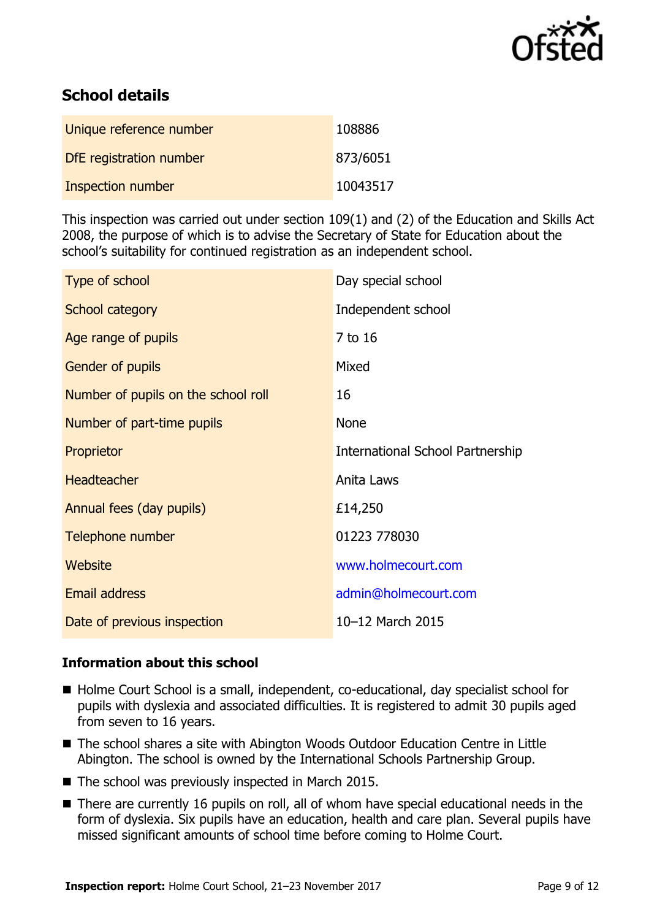## School details

| | |
|---|---|
| Unique reference number | 108886 |
| DfE registration number | 873/6051 |
| Inspection number | 10043517 |

This inspection was carried out under section 109(1) and (2) of the Education and Skills Act 2008, the purpose of which is to advise the Secretary of State for Education about the school's suitability for continued registration as an independent school.

| | |
|---|---|
| Type of school | Day special school |
| School category | Independent school |
| Age range of pupils | 7 to 16 |
| Gender of pupils | Mixed |
| Number of pupils on the school roll | 16 |
| Number of part-time pupils | None |
| Proprietor | International School Partnership |
| Headteacher | Anita Laws |
| Annual fees (day pupils) | £14,250 |
| Telephone number | 01223 778030 |
| Website | www.holmecourt.com |
| Email address | admin@holmecourt.com |
| Date of previous inspection | 10–12 March 2015 |

### Information about this school

- Holme Court School is a small, independent, co-educational, day specialist school for pupils with dyslexia and associated difficulties. It is registered to admit 30 pupils aged from seven to 16 years.
- The school shares a site with Abington Woods Outdoor Education Centre in Little Abington. The school is owned by the International Schools Partnership Group.
- The school was previously inspected in March 2015.
- There are currently 16 pupils on roll, all of whom have special educational needs in the form of dyslexia. Six pupils have an education, health and care plan. Several pupils have missed significant amounts of school time before coming to Holme Court.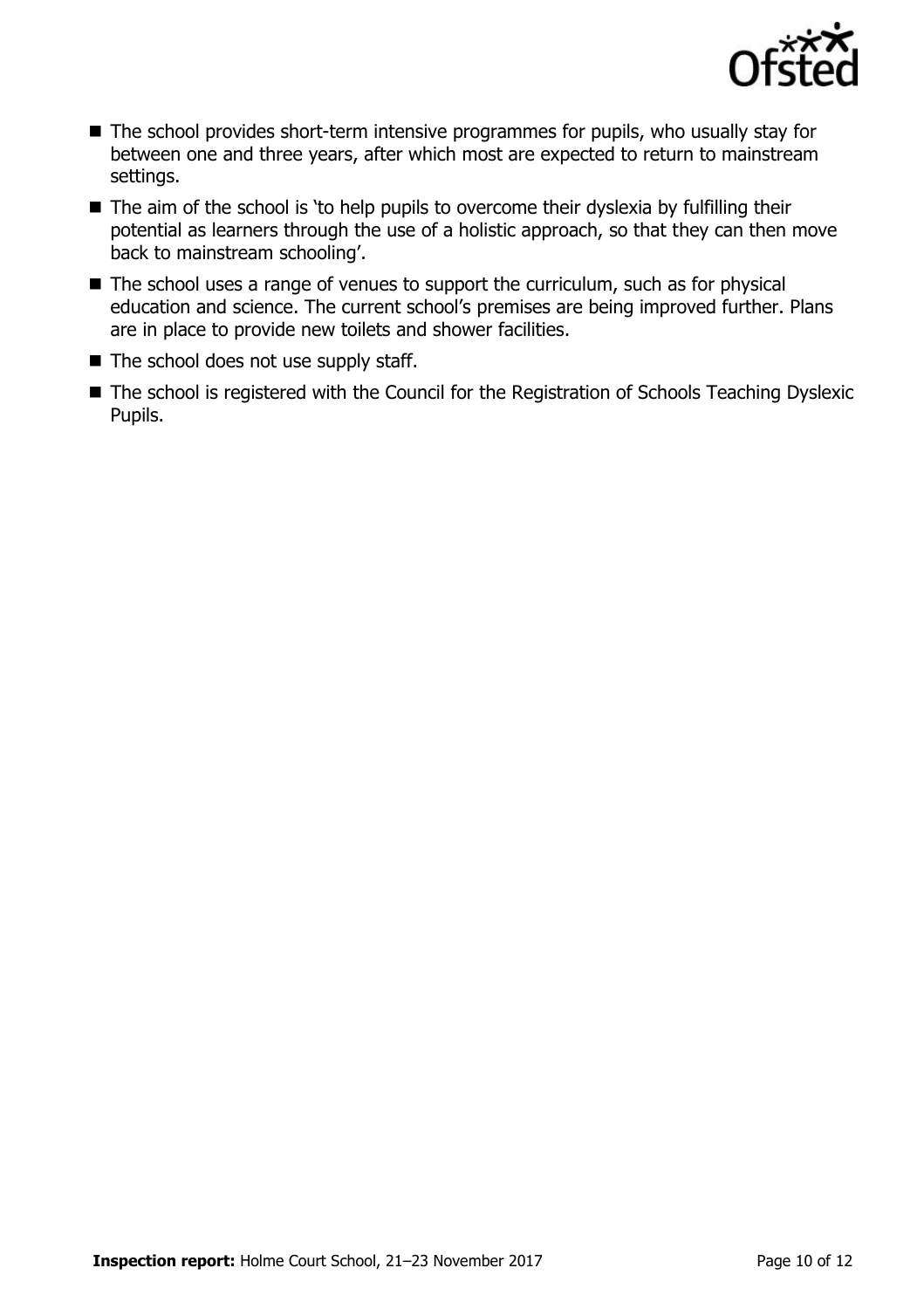- The school provides short-term intensive programmes for pupils, who usually stay for between one and three years, after which most are expected to return to mainstream settings.
- The aim of the school is 'to help pupils to overcome their dyslexia by fulfilling their potential as learners through the use of a holistic approach, so that they can then move back to mainstream schooling'.
- The school uses a range of venues to support the curriculum, such as for physical education and science. The current school's premises are being improved further. Plans are in place to provide new toilets and shower facilities.
- The school does not use supply staff.
- The school is registered with the Council for the Registration of Schools Teaching Dyslexic Pupils.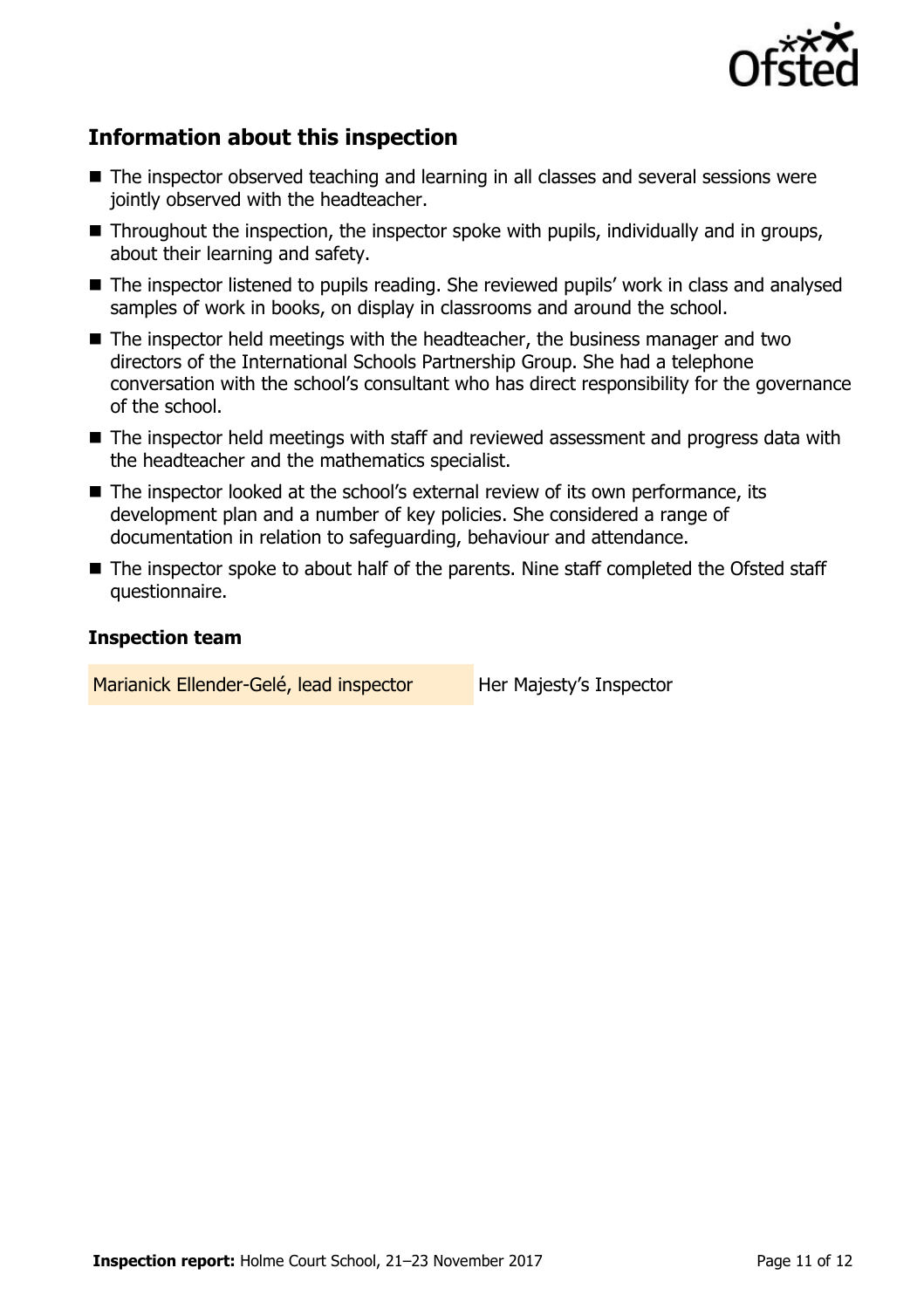## Information about this inspection

- The inspector observed teaching and learning in all classes and several sessions were jointly observed with the headteacher.
- Throughout the inspection, the inspector spoke with pupils, individually and in groups, about their learning and safety.
- The inspector listened to pupils reading. She reviewed pupils' work in class and analysed samples of work in books, on display in classrooms and around the school.
- The inspector held meetings with the headteacher, the business manager and two directors of the International Schools Partnership Group. She had a telephone conversation with the school's consultant who has direct responsibility for the governance of the school.
- The inspector held meetings with staff and reviewed assessment and progress data with the headteacher and the mathematics specialist.
- The inspector looked at the school's external review of its own performance, its development plan and a number of key policies. She considered a range of documentation in relation to safeguarding, behaviour and attendance.
- The inspector spoke to about half of the parents. Nine staff completed the Ofsted staff questionnaire.

### Inspection team

| | |
|---|---|
| Marianick Ellender-Gelé, lead inspector | Her Majesty's Inspector |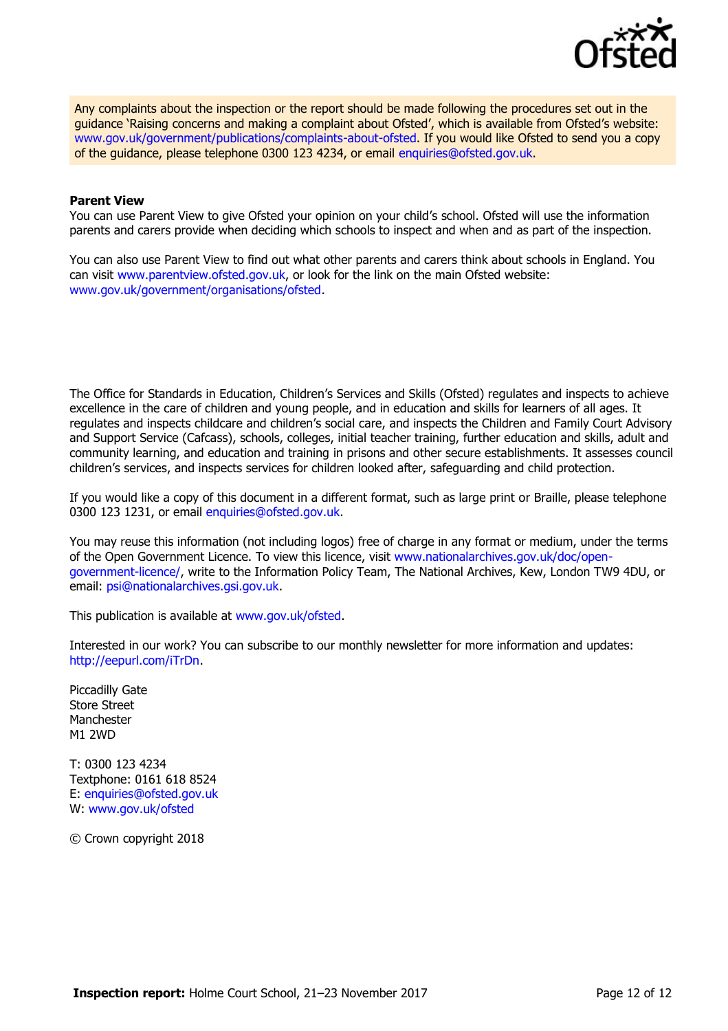Any complaints about the inspection or the report should be made following the procedures set out in the guidance 'Raising concerns and making a complaint about Ofsted', which is available from Ofsted's website: www.gov.uk/government/publications/complaints-about-ofsted. If you would like Ofsted to send you a copy of the guidance, please telephone 0300 123 4234, or email enquiries@ofsted.gov.uk.

**Parent View**

You can use Parent View to give Ofsted your opinion on your child's school. Ofsted will use the information parents and carers provide when deciding which schools to inspect and when and as part of the inspection.

You can also use Parent View to find out what other parents and carers think about schools in England. You can visit www.parentview.ofsted.gov.uk, or look for the link on the main Ofsted website: www.gov.uk/government/organisations/ofsted.

The Office for Standards in Education, Children's Services and Skills (Ofsted) regulates and inspects to achieve excellence in the care of children and young people, and in education and skills for learners of all ages. It regulates and inspects childcare and children's social care, and inspects the Children and Family Court Advisory and Support Service (Cafcass), schools, colleges, initial teacher training, further education and skills, adult and community learning, and education and training in prisons and other secure establishments. It assesses council children's services, and inspects services for children looked after, safeguarding and child protection.

If you would like a copy of this document in a different format, such as large print or Braille, please telephone 0300 123 1231, or email enquiries@ofsted.gov.uk.

You may reuse this information (not including logos) free of charge in any format or medium, under the terms of the Open Government Licence. To view this licence, visit www.nationalarchives.gov.uk/doc/open-government-licence/, write to the Information Policy Team, The National Archives, Kew, London TW9 4DU, or email: psi@nationalarchives.gsi.gov.uk.

This publication is available at www.gov.uk/ofsted.

Interested in our work? You can subscribe to our monthly newsletter for more information and updates: http://eepurl.com/iTrDn.

Piccadilly Gate
Store Street
Manchester
M1 2WD

T: 0300 123 4234
Textphone: 0161 618 8524
E: enquiries@ofsted.gov.uk
W: www.gov.uk/ofsted

© Crown copyright 2018